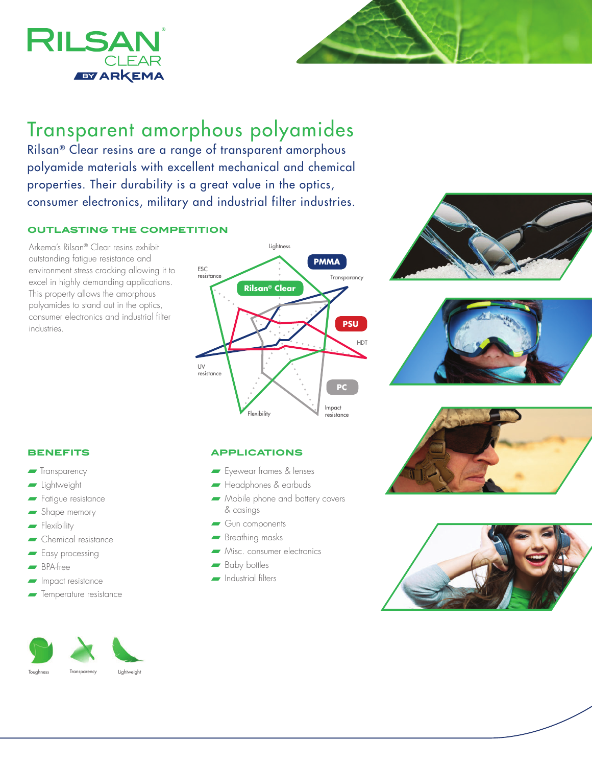# Transparent amorphous polyamides

Rilsan® Clear resins are a range of transparent amorphous polyamide materials with excellent mechanical and chemical properties. Their durability is a great value in the optics, consumer electronics, military and industrial filter industries.

## OUTLASTING THE COMPETITION

Arkema's Rilsan® Clear resins exhibit outstanding fatigue resistance and environment stress cracking allowing it to excel in highly demanding applications. This property allows the amorphous polyamides to stand out in the optics, consumer electronics and industrial filter industries.

Lightness
ESC resistance
Transparancy
HDT
UV resistance
Flexibility
Impact resistance

Rilsan® Clear
PMMA
PSU
PC

## BENEFITS

- Transparency
- Lightweight
- Fatigue resistance
- Shape memory
- Flexibility
- Chemical resistance
- Easy processing
- BPA-free
- Impact resistance
- Temperature resistance

## APPLICATIONS

- Eyewear frames & lenses
- Headphones & earbuds
- Mobile phone and battery covers & casings
- Gun components
- Breathing masks
- Misc. consumer electronics
- Baby bottles
- Industrial filters

Toughness
Transparency
Lightweight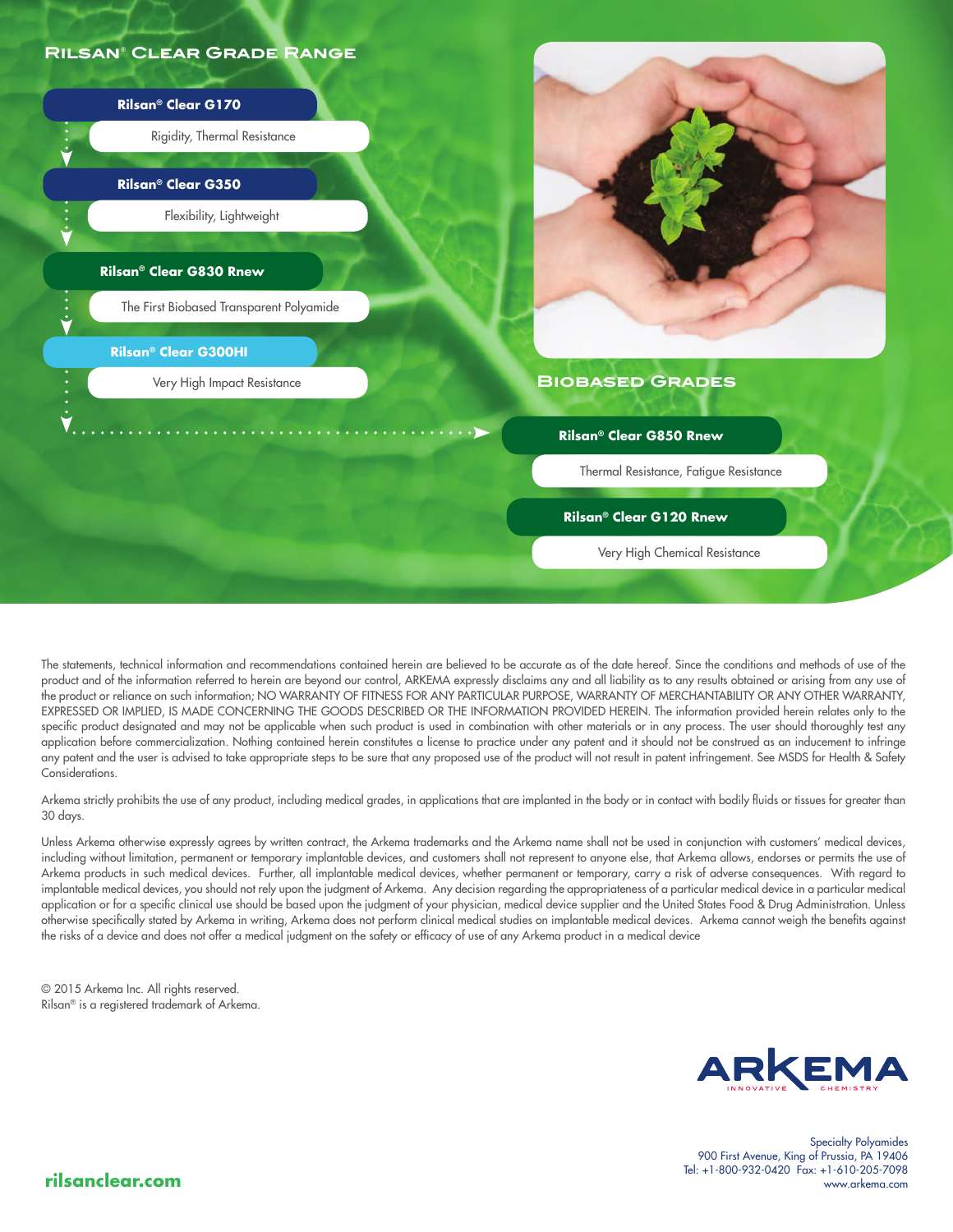## RILSAN® CLEAR GRADE RANGE

**Rilsan® Clear G170**

Rigidity, Thermal Resistance

**Rilsan® Clear G350**

Flexibility, Lightweight

**Rilsan® Clear G830 Rnew**

The First Biobased Transparent Polyamide

**Rilsan® Clear G300HI**

Very High Impact Resistance

## BIOBASED GRADES

**Rilsan® Clear G850 Rnew**

Thermal Resistance, Fatigue Resistance

**Rilsan® Clear G120 Rnew**

Very High Chemical Resistance

The statements, technical information and recommendations contained herein are believed to be accurate as of the date hereof. Since the conditions and methods of use of the product and of the information referred to herein are beyond our control, ARKEMA expressly disclaims any and all liability as to any results obtained or arising from any use of the product or reliance on such information; NO WARRANTY OF FITNESS FOR ANY PARTICULAR PURPOSE, WARRANTY OF MERCHANTABILITY OR ANY OTHER WARRANTY, EXPRESSED OR IMPLIED, IS MADE CONCERNING THE GOODS DESCRIBED OR THE INFORMATION PROVIDED HEREIN. The information provided herein relates only to the specific product designated and may not be applicable when such product is used in combination with other materials or in any process. The user should thoroughly test any application before commercialization. Nothing contained herein constitutes a license to practice under any patent and it should not be construed as an inducement to infringe any patent and the user is advised to take appropriate steps to be sure that any proposed use of the product will not result in patent infringement. See MSDS for Health & Safety Considerations.

Arkema strictly prohibits the use of any product, including medical grades, in applications that are implanted in the body or in contact with bodily fluids or tissues for greater than 30 days.

Unless Arkema otherwise expressly agrees by written contract, the Arkema trademarks and the Arkema name shall not be used in conjunction with customers' medical devices, including without limitation, permanent or temporary implantable devices, and customers shall not represent to anyone else, that Arkema allows, endorses or permits the use of Arkema products in such medical devices. Further, all implantable medical devices, whether permanent or temporary, carry a risk of adverse consequences. With regard to implantable medical devices, you should not rely upon the judgment of Arkema. Any decision regarding the appropriateness of a particular medical device in a particular medical application or for a specific clinical use should be based upon the judgment of your physician, medical device supplier and the United States Food & Drug Administration. Unless otherwise specifically stated by Arkema in writing, Arkema does not perform clinical medical studies on implantable medical devices. Arkema cannot weigh the benefits against the risks of a device and does not offer a medical judgment on the safety or efficacy of use of any Arkema product in a medical device

© 2015 Arkema Inc. All rights reserved.
Rilsan® is a registered trademark of Arkema.

ARKEMA
INNOVATIVE CHEMISTRY

Specialty Polyamides
900 First Avenue, King of Prussia, PA 19406
Tel: +1-800-932-0420 Fax: +1-610-205-7098
www.arkema.com

**rilsanclear.com**